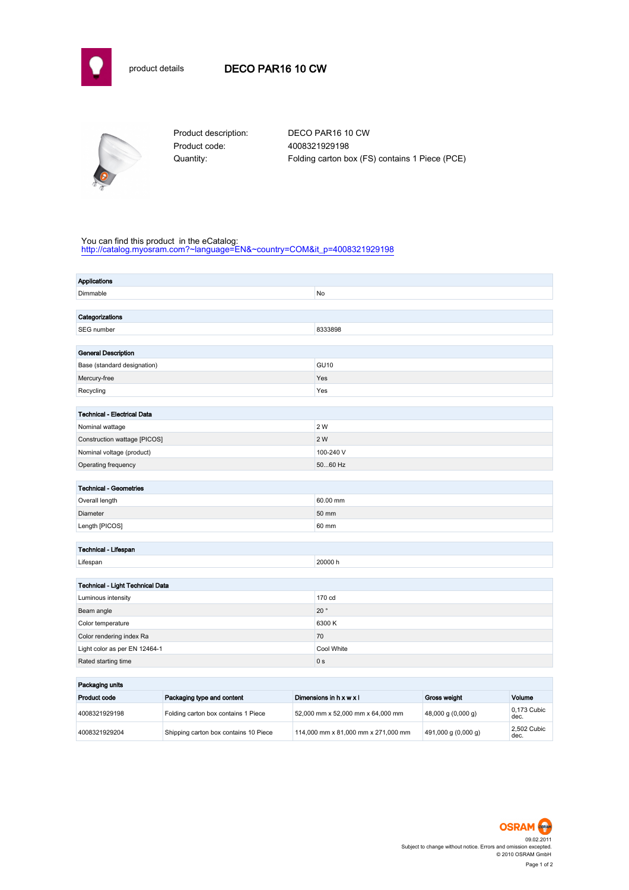product details

# DECO PAR16 10 CW

Product description: DECO PAR16 10 CW
Product code: 4008321929198
Quantity: Folding carton box (FS) contains 1 Piece (PCE)

You can find this product in the eCatalog:
http://catalog.myosram.com?~language=EN&~country=COM&it_p=4008321929198

| Applications | |
|---|---|
| Dimmable | No |

| Categorizations | |
|---|---|
| SEG number | 8333898 |

| General Description | |
|---|---|
| Base (standard designation) | GU10 |
| Mercury-free | Yes |
| Recycling | Yes |

| Technical - Electrical Data | |
|---|---|
| Nominal wattage | 2 W |
| Construction wattage [PICOS] | 2 W |
| Nominal voltage (product) | 100-240 V |
| Operating frequency | 50...60 Hz |

| Technical - Geometries | |
|---|---|
| Overall length | 60.00 mm |
| Diameter | 50 mm |
| Length [PICOS] | 60 mm |

| Technical - Lifespan | |
|---|---|
| Lifespan | 20000 h |

| Technical - Light Technical Data | |
|---|---|
| Luminous intensity | 170 cd |
| Beam angle | 20 ° |
| Color temperature | 6300 K |
| Color rendering index Ra | 70 |
| Light color as per EN 12464-1 | Cool White |
| Rated starting time | 0 s |

**Packaging units**

| Product code | Packaging type and content | Dimensions in h x w x l | Gross weight | Volume |
|---|---|---|---|---|
| 4008321929198 | Folding carton box contains 1 Piece | 52,000 mm x 52,000 mm x 64,000 mm | 48,000 g (0,000 g) | 0,173 Cubic dec. |
| 4008321929204 | Shipping carton box contains 10 Piece | 114,000 mm x 81,000 mm x 271,000 mm | 491,000 g (0,000 g) | 2,502 Cubic dec. |

09.02.2011
Subject to change without notice. Errors and omission excepted.
© 2010 OSRAM GmbH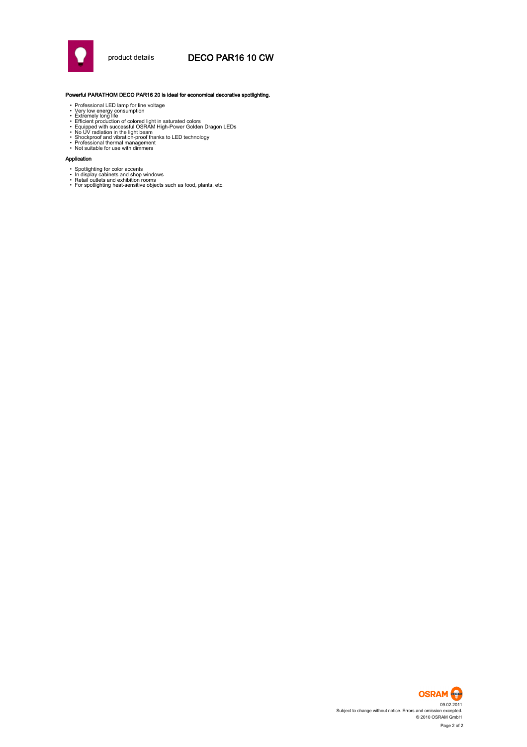product details

# DECO PAR16 10 CW

**Powerful PARATHOM DECO PAR16 20 is ideal for economical decorative spotlighting.**

- Professional LED lamp for line voltage
- Very low energy consumption
- Extremely long life
- Efficient production of colored light in saturated colors
- Equipped with successful OSRAM High-Power Golden Dragon LEDs
- No UV radiation in the light beam
- Shockproof and vibration-proof thanks to LED technology
- Professional thermal management
- Not suitable for use with dimmers

## Application

- Spotlighting for color accents
- In display cabinets and shop windows
- Retail outlets and exhibition rooms
- For spotlighting heat-sensitive objects such as food, plants, etc.

09.02.2011
Subject to change without notice. Errors and omission excepted.
© 2010 OSRAM GmbH